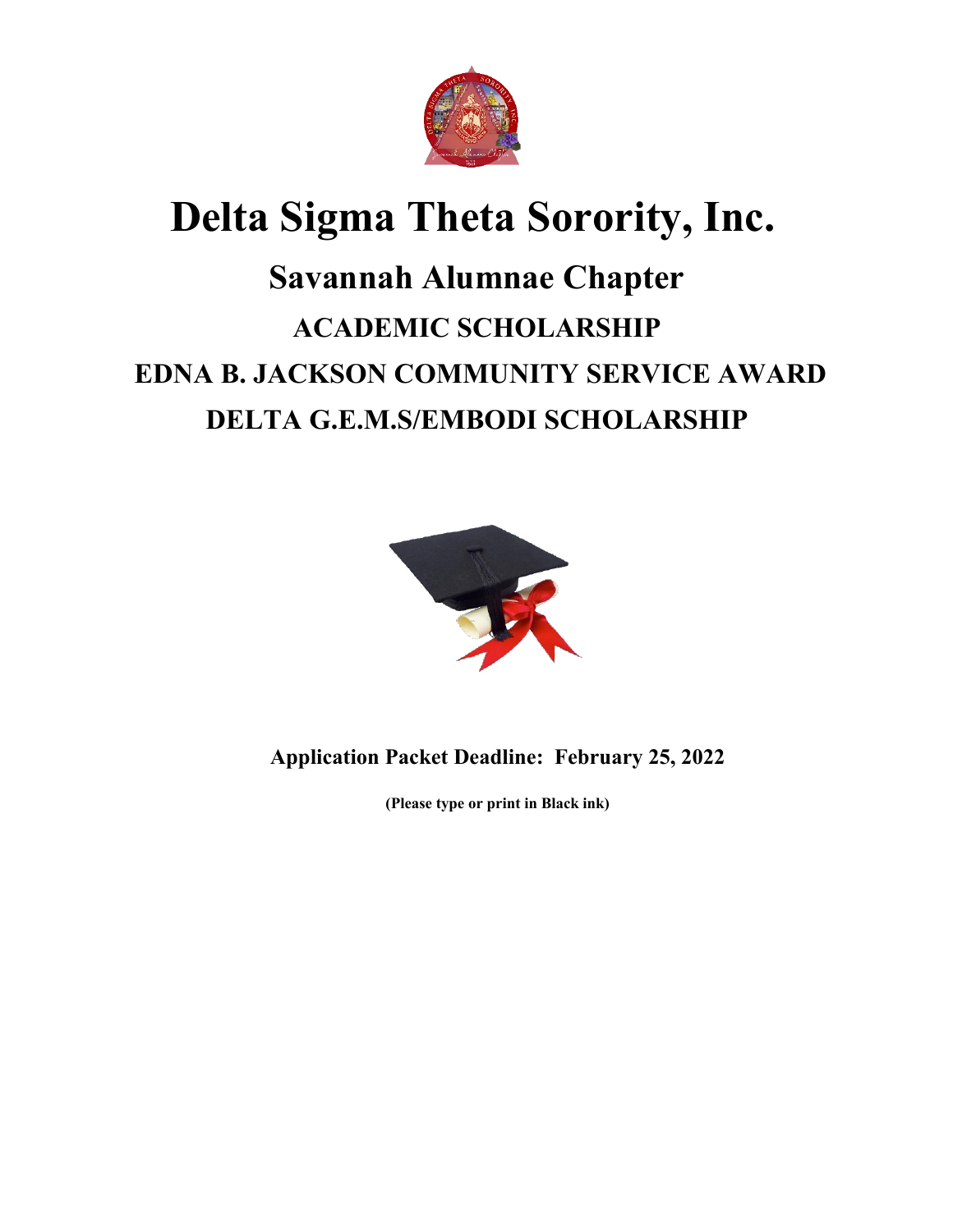# Delta Sigma Theta Sorority, Inc.

## Savannah Alumnae Chapter

### ACADEMIC SCHOLARSHIP

### EDNA B. JACKSON COMMUNITY SERVICE AWARD

### DELTA G.E.M.S/EMBODI SCHOLARSHIP

**Application Packet Deadline: February 25, 2022**

**(Please type or print in Black ink)**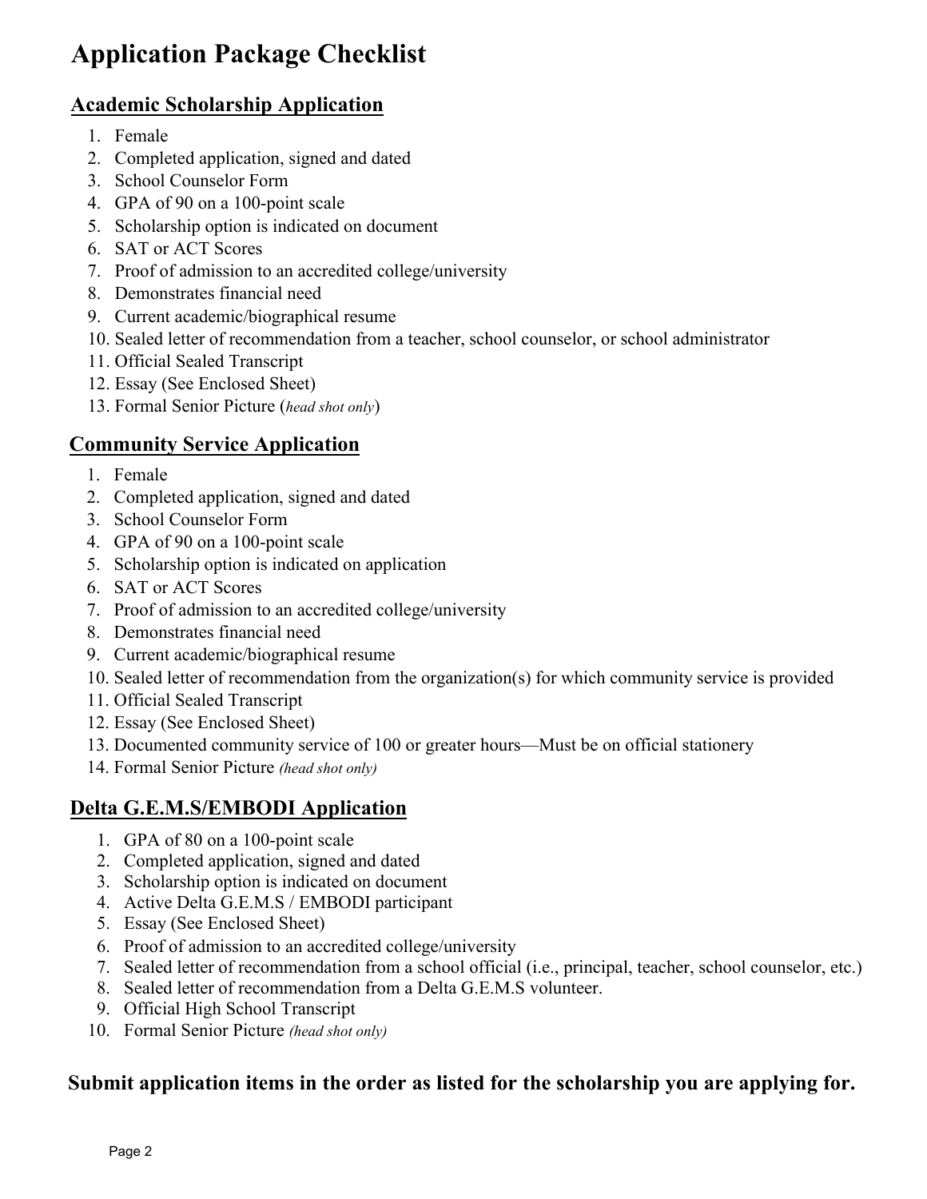# Application Package Checklist

## Academic Scholarship Application

1. Female
2. Completed application, signed and dated
3. School Counselor Form
4. GPA of 90 on a 100-point scale
5. Scholarship option is indicated on document
6. SAT or ACT Scores
7. Proof of admission to an accredited college/university
8. Demonstrates financial need
9. Current academic/biographical resume
10. Sealed letter of recommendation from a teacher, school counselor, or school administrator
11. Official Sealed Transcript
12. Essay (See Enclosed Sheet)
13. Formal Senior Picture (*head shot only*)

## Community Service Application

1. Female
2. Completed application, signed and dated
3. School Counselor Form
4. GPA of 90 on a 100-point scale
5. Scholarship option is indicated on application
6. SAT or ACT Scores
7. Proof of admission to an accredited college/university
8. Demonstrates financial need
9. Current academic/biographical resume
10. Sealed letter of recommendation from the organization(s) for which community service is provided
11. Official Sealed Transcript
12. Essay (See Enclosed Sheet)
13. Documented community service of 100 or greater hours—Must be on official stationery
14. Formal Senior Picture *(head shot only)*

## Delta G.E.M.S/EMBODI Application

1. GPA of 80 on a 100-point scale
2. Completed application, signed and dated
3. Scholarship option is indicated on document
4. Active Delta G.E.M.S / EMBODI participant
5. Essay (See Enclosed Sheet)
6. Proof of admission to an accredited college/university
7. Sealed letter of recommendation from a school official (i.e., principal, teacher, school counselor, etc.)
8. Sealed letter of recommendation from a Delta G.E.M.S volunteer.
9. Official High School Transcript
10. Formal Senior Picture *(head shot only)*

**Submit application items in the order as listed for the scholarship you are applying for.**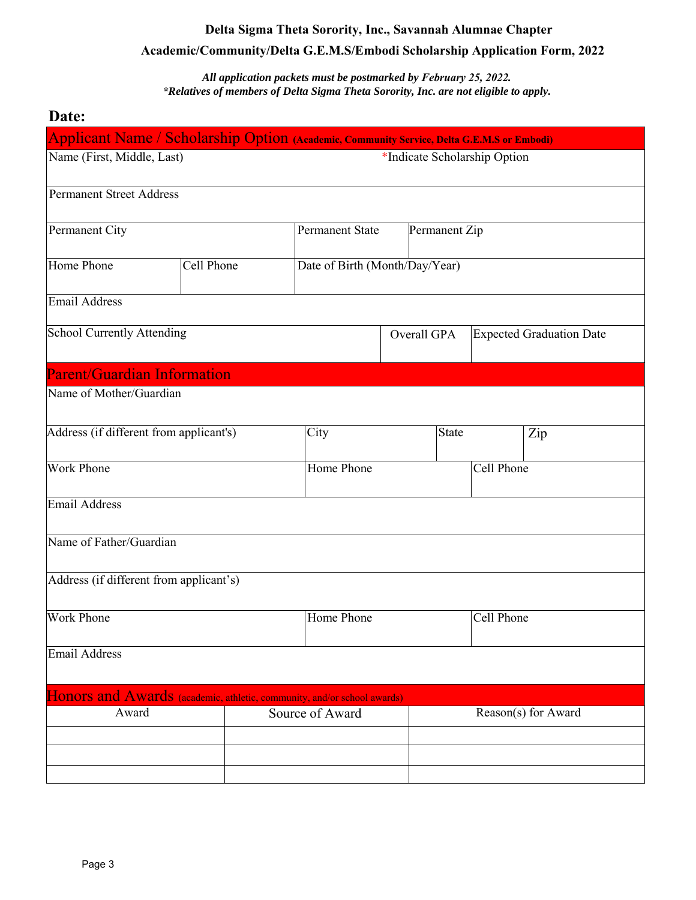**Delta Sigma Theta Sorority, Inc., Savannah Alumnae Chapter**

**Academic/Community/Delta G.E.M.S/Embodi Scholarship Application Form, 2022**

***All application packets must be postmarked by February 25, 2022.***
***\*Relatives of members of Delta Sigma Theta Sorority, Inc. are not eligible to apply.***

## Date:

## Applicant Name / Scholarship Option **(Academic, Community Service, Delta G.E.M.S or Embodi)**

| | | | | |
|---|---|---|---|---|
| Name (First, Middle, Last) | | | *Indicate Scholarship Option | |
| Permanent Street Address | | | | |
| Permanent City | | Permanent State | Permanent Zip | |
| Home Phone | Cell Phone | Date of Birth (Month/Day/Year) | | |
| Email Address | | | | |
| School Currently Attending | | | Overall GPA | Expected Graduation Date |

## Parent/Guardian Information

| | | | |
|---|---|---|---|
| Name of Mother/Guardian | | | |
| Address (if different from applicant's) | City | State | Zip |
| Work Phone | Home Phone | Cell Phone | |
| Email Address | | | |
| Name of Father/Guardian | | | |
| Address (if different from applicant's) | | | |
| Work Phone | Home Phone | Cell Phone | |
| Email Address | | | |

## Honors and Awards (academic, athletic, community, and/or school awards)

| Award | Source of Award | Reason(s) for Award |
|---|---|---|
| | | |
| | | |
| | | |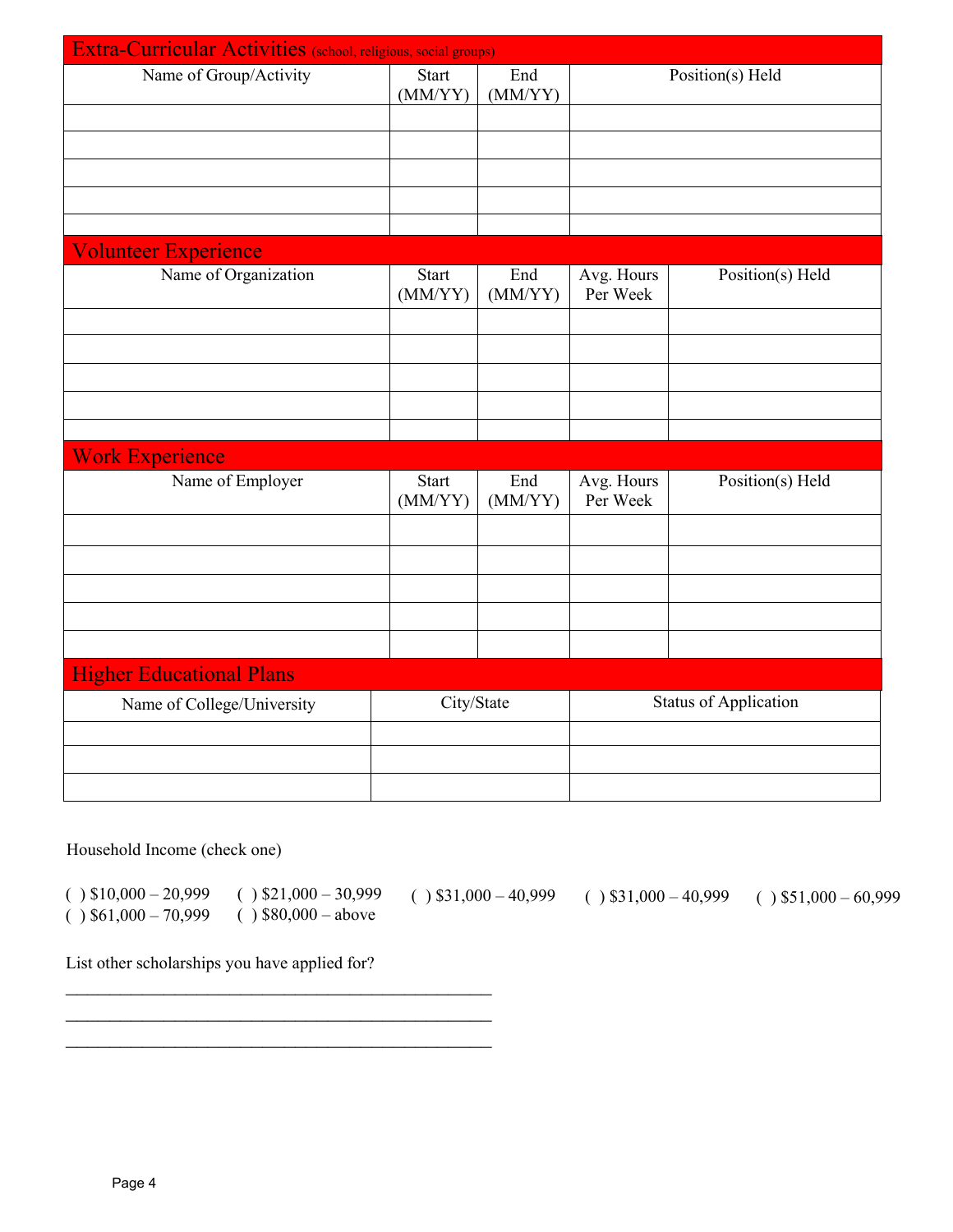## Extra-Curricular Activities (school, religious, social groups)

| Name of Group/Activity | Start (MM/YY) | End (MM/YY) | Position(s) Held |
|---|---|---|---|
| | | | |
| | | | |
| | | | |
| | | | |
| | | | |

## Volunteer Experience

| Name of Organization | Start (MM/YY) | End (MM/YY) | Avg. Hours Per Week | Position(s) Held |
|---|---|---|---|---|
| | | | | |
| | | | | |
| | | | | |
| | | | | |
| | | | | |

## Work Experience

| Name of Employer | Start (MM/YY) | End (MM/YY) | Avg. Hours Per Week | Position(s) Held |
|---|---|---|---|---|
| | | | | |
| | | | | |
| | | | | |
| | | | | |
| | | | | |

## Higher Educational Plans

| Name of College/University | City/State | Status of Application |
|---|---|---|
| | | |
| | | |
| | | |

Household Income (check one)

( ) $10,000 – 20,999 ( ) $21,000 – 30,999 ( ) $31,000 – 40,999 ( ) $31,000 – 40,999 ( ) $51,000 – 60,999
( ) $61,000 – 70,999 ( ) $80,000 – above

List other scholarships you have applied for?

\_\_\_\_\_\_\_\_\_\_\_\_\_\_\_\_\_\_\_\_\_\_\_\_\_\_\_\_\_\_\_\_\_\_\_\_\_\_\_\_\_\_\_\_\_\_\_\_

\_\_\_\_\_\_\_\_\_\_\_\_\_\_\_\_\_\_\_\_\_\_\_\_\_\_\_\_\_\_\_\_\_\_\_\_\_\_\_\_\_\_\_\_\_\_\_\_

\_\_\_\_\_\_\_\_\_\_\_\_\_\_\_\_\_\_\_\_\_\_\_\_\_\_\_\_\_\_\_\_\_\_\_\_\_\_\_\_\_\_\_\_\_\_\_\_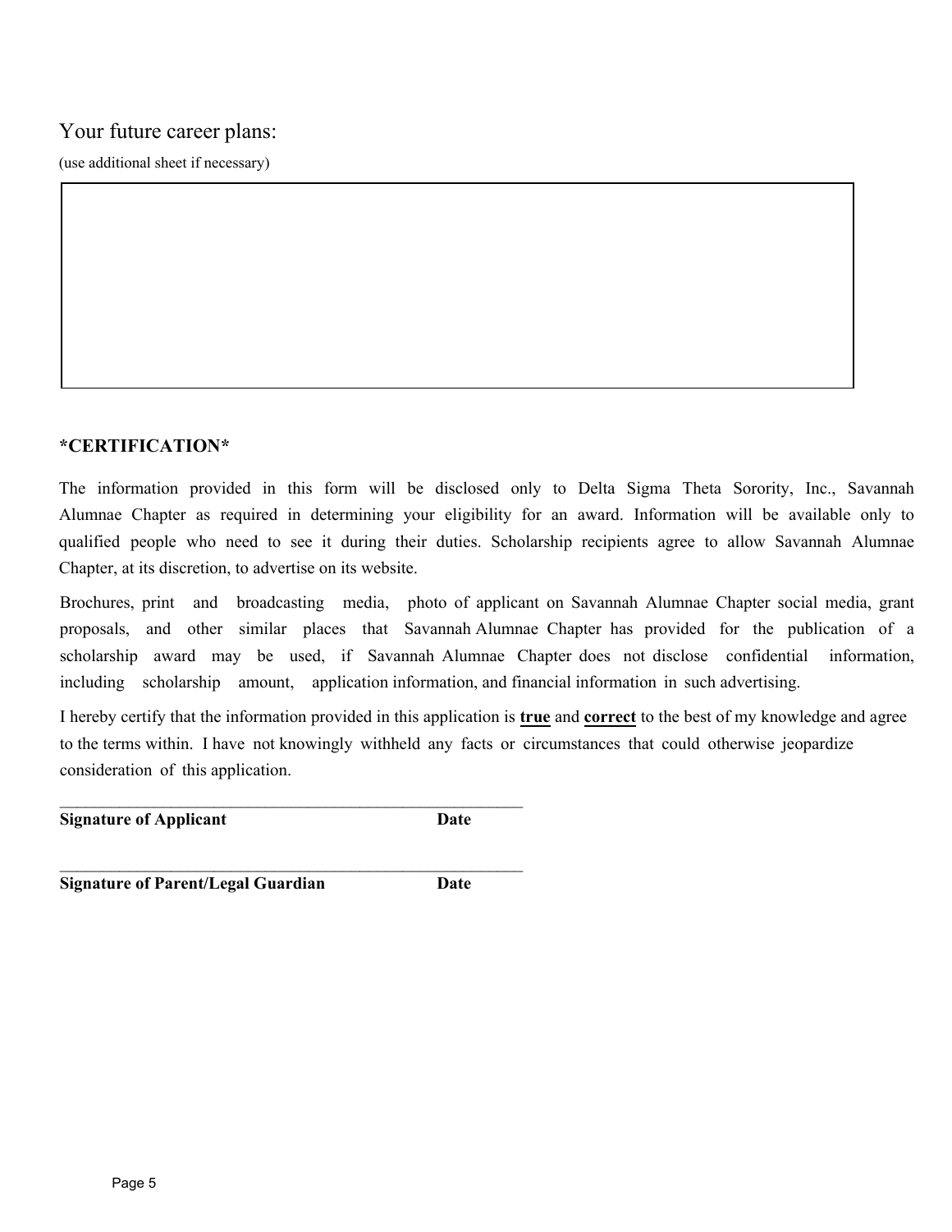Your future career plans:

(use additional sheet if necessary)

**\*CERTIFICATION\***

The information provided in this form will be disclosed only to Delta Sigma Theta Sorority, Inc., Savannah Alumnae Chapter as required in determining your eligibility for an award. Information will be available only to qualified people who need to see it during their duties. Scholarship recipients agree to allow Savannah Alumnae Chapter, at its discretion, to advertise on its website.

Brochures, print and broadcasting media, photo of applicant on Savannah Alumnae Chapter social media, grant proposals, and other similar places that Savannah Alumnae Chapter has provided for the publication of a scholarship award may be used, if Savannah Alumnae Chapter does not disclose confidential information, including scholarship amount, application information, and financial information in such advertising.

I hereby certify that the information provided in this application is **true** and **correct** to the best of my knowledge and agree to the terms within. I have not knowingly withheld any facts or circumstances that could otherwise jeopardize consideration of this application.

\_\_\_\_\_\_\_\_\_\_\_\_\_\_\_\_\_\_\_\_\_\_\_\_\_\_\_\_\_\_\_\_\_\_\_\_\_\_\_\_\_\_\_\_\_\_\_\_\_\_\_\_\_\_\_\_

**Signature of Applicant** **Date**

\_\_\_\_\_\_\_\_\_\_\_\_\_\_\_\_\_\_\_\_\_\_\_\_\_\_\_\_\_\_\_\_\_\_\_\_\_\_\_\_\_\_\_\_\_\_\_\_\_\_\_\_\_\_\_\_

**Signature of Parent/Legal Guardian** **Date**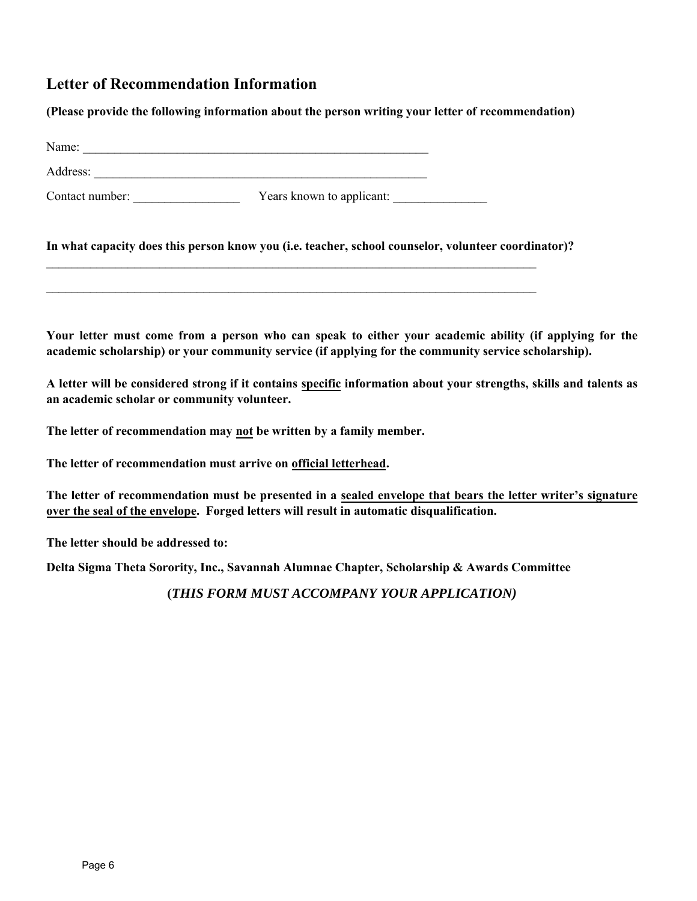## Letter of Recommendation Information

**(Please provide the following information about the person writing your letter of recommendation)**

Name: \_\_\_\_\_\_\_\_\_\_\_\_\_\_\_\_\_\_\_\_\_\_\_\_\_\_\_\_\_\_\_\_\_\_\_\_\_\_\_\_\_\_\_\_\_\_\_\_\_\_\_\_\_\_\_\_

Address: \_\_\_\_\_\_\_\_\_\_\_\_\_\_\_\_\_\_\_\_\_\_\_\_\_\_\_\_\_\_\_\_\_\_\_\_\_\_\_\_\_\_\_\_\_\_\_\_\_\_\_\_\_\_

Contact number: \_\_\_\_\_\_\_\_\_\_\_\_\_\_\_\_\_ Years known to applicant: \_\_\_\_\_\_\_\_\_\_\_\_\_\_\_

**In what capacity does this person know you (i.e. teacher, school counselor, volunteer coordinator)?**

\_\_\_\_\_\_\_\_\_\_\_\_\_\_\_\_\_\_\_\_\_\_\_\_\_\_\_\_\_\_\_\_\_\_\_\_\_\_\_\_\_\_\_\_\_\_\_\_\_\_\_\_\_\_\_\_\_\_\_\_\_\_\_\_\_\_\_\_\_\_\_\_\_\_\_\_\_\_\_\_\_\_\_

\_\_\_\_\_\_\_\_\_\_\_\_\_\_\_\_\_\_\_\_\_\_\_\_\_\_\_\_\_\_\_\_\_\_\_\_\_\_\_\_\_\_\_\_\_\_\_\_\_\_\_\_\_\_\_\_\_\_\_\_\_\_\_\_\_\_\_\_\_\_\_\_\_\_\_\_\_\_\_\_\_\_\_

**Your letter must come from a person who can speak to either your academic ability (if applying for the academic scholarship) or your community service (if applying for the community service scholarship).**

**A letter will be considered strong if it contains <u>specific</u> information about your strengths, skills and talents as an academic scholar or community volunteer.**

**The letter of recommendation may <u>not</u> be written by a family member.**

**The letter of recommendation must arrive on <u>official letterhead</u>.**

**The letter of recommendation must be presented in a <u>sealed envelope that bears the letter writer's signature over the seal of the envelope</u>. Forged letters will result in automatic disqualification.**

**The letter should be addressed to:**

**Delta Sigma Theta Sorority, Inc., Savannah Alumnae Chapter, Scholarship & Awards Committee**

**(*THIS FORM MUST ACCOMPANY YOUR APPLICATION)***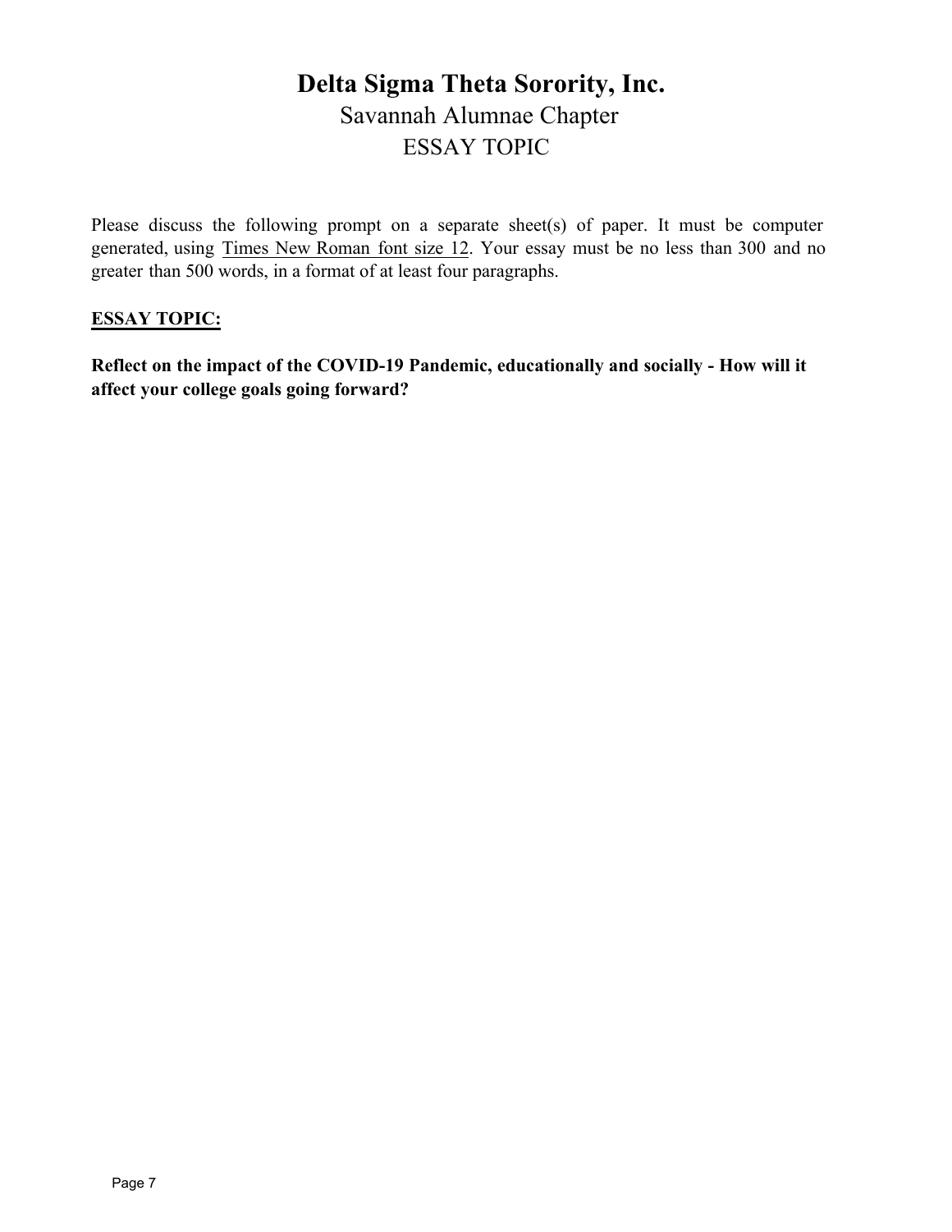# Delta Sigma Theta Sorority, Inc.

## Savannah Alumnae Chapter

## ESSAY TOPIC

Please discuss the following prompt on a separate sheet(s) of paper. It must be computer generated, using Times New Roman font size 12. Your essay must be no less than 300 and no greater than 500 words, in a format of at least four paragraphs.

**ESSAY TOPIC:**

**Reflect on the impact of the COVID-19 Pandemic, educationally and socially - How will it affect your college goals going forward?**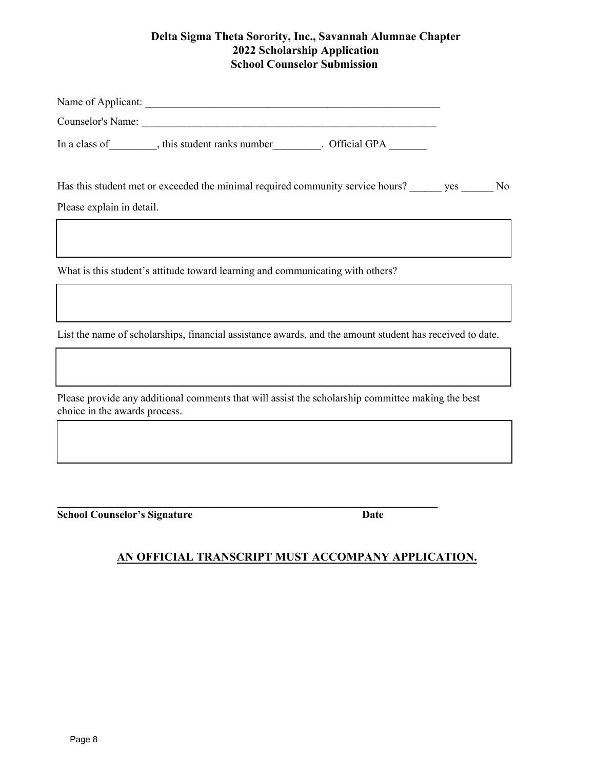**Delta Sigma Theta Sorority, Inc., Savannah Alumnae Chapter**
**2022 Scholarship Application**
**School Counselor Submission**

Name of Applicant: ___________________________________________________________

Counselor's Name: ___________________________________________________________

In a class of_________, this student ranks number_________. Official GPA _______

Has this student met or exceeded the minimal required community service hours? ______ yes ______ No

Please explain in detail.

| |
|---|
| |

What is this student's attitude toward learning and communicating with others?

| |
|---|
| |

List the name of scholarships, financial assistance awards, and the amount student has received to date.

| |
|---|
| |

Please provide any additional comments that will assist the scholarship committee making the best choice in the awards process.

| |
|---|
| |

______________________________________________________________________________

**School Counselor's Signature** **Date**

**AN OFFICIAL TRANSCRIPT MUST ACCOMPANY APPLICATION.**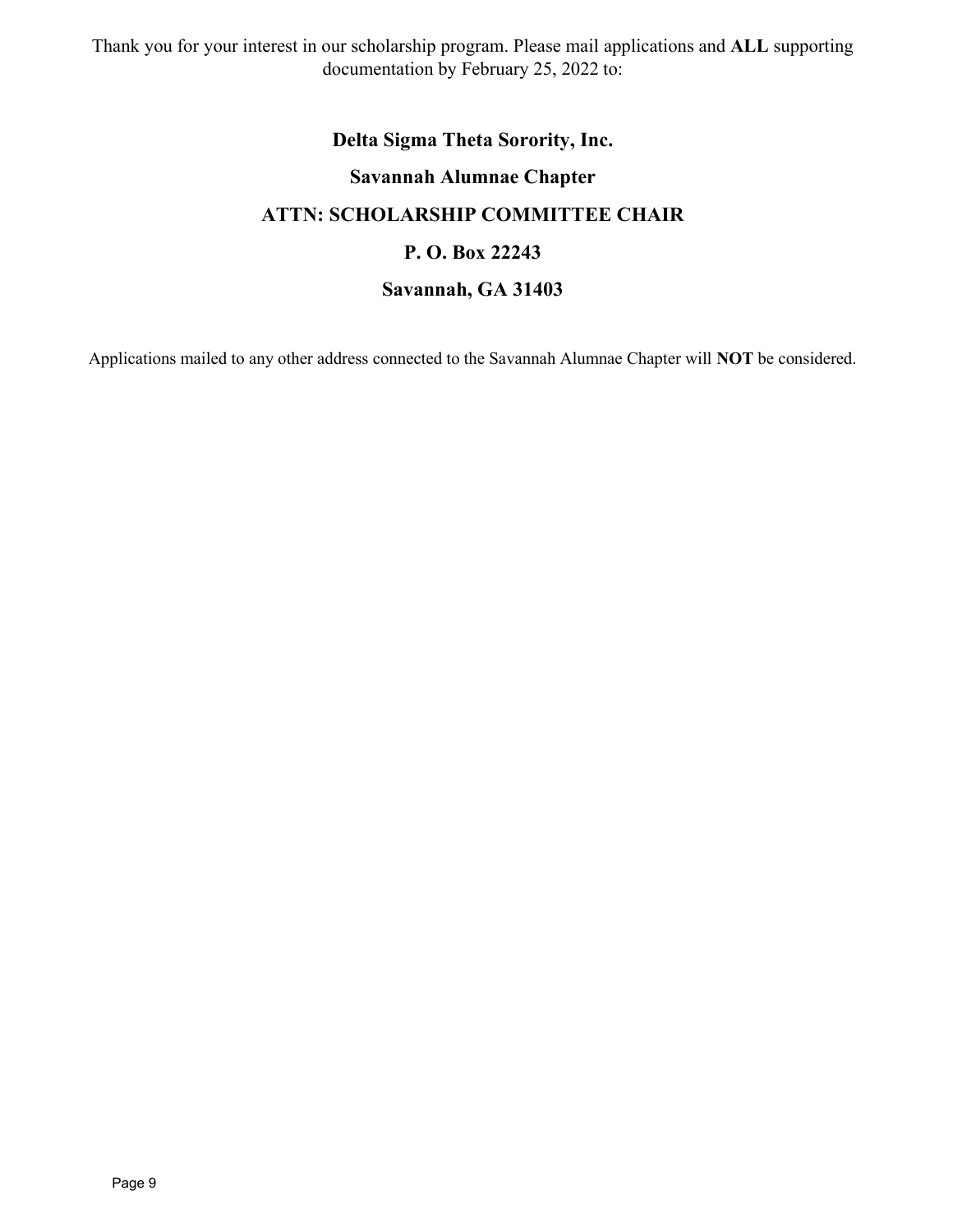Thank you for your interest in our scholarship program. Please mail applications and **ALL** supporting documentation by February 25, 2022 to:

**Delta Sigma Theta Sorority, Inc.**

**Savannah Alumnae Chapter**

**ATTN: SCHOLARSHIP COMMITTEE CHAIR**

**P. O. Box 22243**

**Savannah, GA 31403**

Applications mailed to any other address connected to the Savannah Alumnae Chapter will **NOT** be considered.